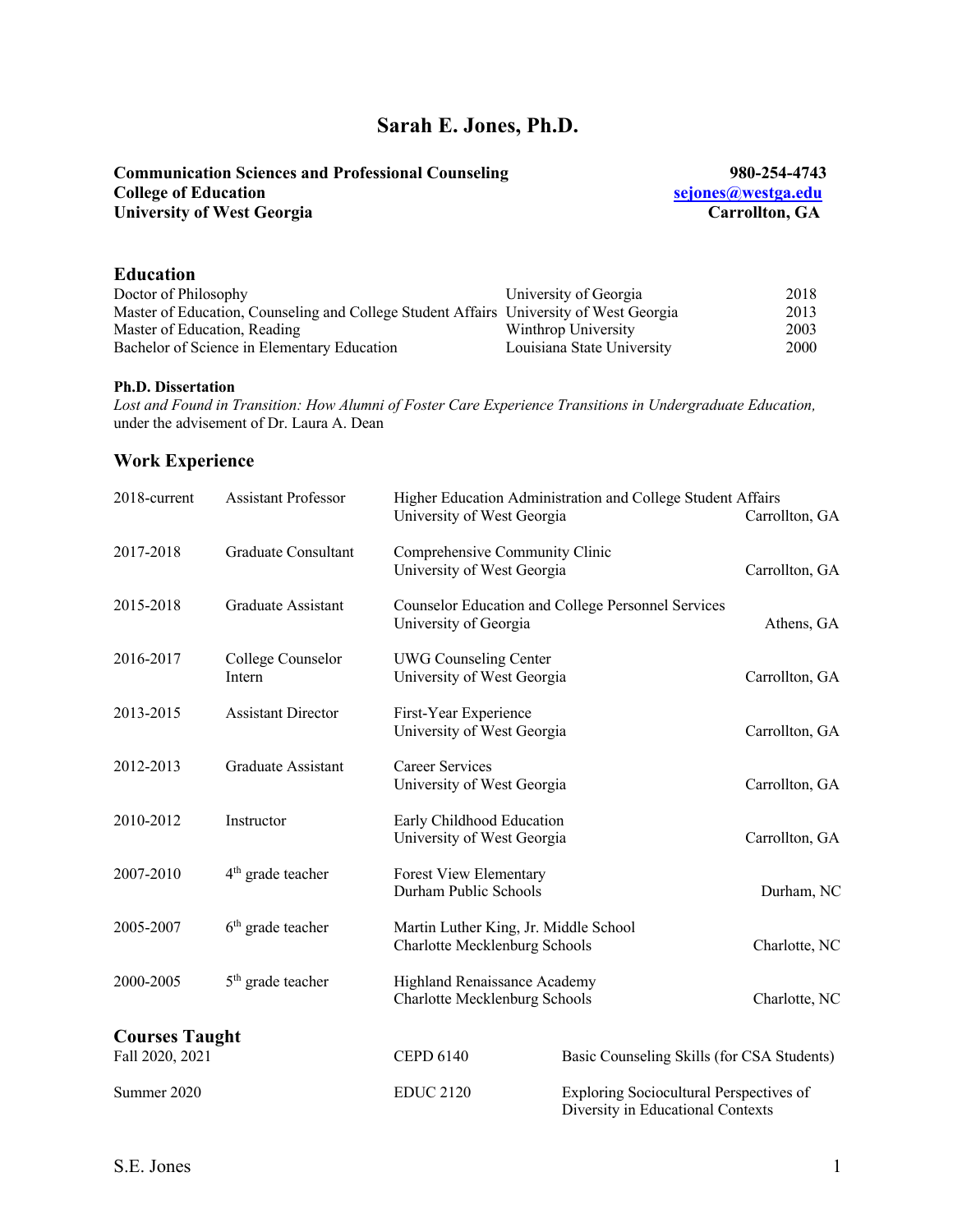# Sarah E. Jones, Ph.D.

**Communication Sciences and Professional Counseling**
**College of Education**
**University of West Georgia**

**980-254-4743**
**sejones@westga.edu**
**Carrollton, GA**

## Education

| | | |
|---|---|---|
| Doctor of Philosophy | University of Georgia | 2018 |
| Master of Education, Counseling and College Student Affairs | University of West Georgia | 2013 |
| Master of Education, Reading | Winthrop University | 2003 |
| Bachelor of Science in Elementary Education | Louisiana State University | 2000 |

**Ph.D. Dissertation**

*Lost and Found in Transition: How Alumni of Foster Care Experience Transitions in Undergraduate Education,* under the advisement of Dr. Laura A. Dean

## Work Experience

| | | | |
|---|---|---|---|
| 2018-current | Assistant Professor | Higher Education Administration and College Student Affairs<br>University of West Georgia | Carrollton, GA |
| 2017-2018 | Graduate Consultant | Comprehensive Community Clinic<br>University of West Georgia | Carrollton, GA |
| 2015-2018 | Graduate Assistant | Counselor Education and College Personnel Services<br>University of Georgia | Athens, GA |
| 2016-2017 | College Counselor Intern | UWG Counseling Center<br>University of West Georgia | Carrollton, GA |
| 2013-2015 | Assistant Director | First-Year Experience<br>University of West Georgia | Carrollton, GA |
| 2012-2013 | Graduate Assistant | Career Services<br>University of West Georgia | Carrollton, GA |
| 2010-2012 | Instructor | Early Childhood Education<br>University of West Georgia | Carrollton, GA |
| 2007-2010 | 4th grade teacher | Forest View Elementary<br>Durham Public Schools | Durham, NC |
| 2005-2007 | 6th grade teacher | Martin Luther King, Jr. Middle School<br>Charlotte Mecklenburg Schools | Charlotte, NC |
| 2000-2005 | 5th grade teacher | Highland Renaissance Academy<br>Charlotte Mecklenburg Schools | Charlotte, NC |

## Courses Taught

| | | |
|---|---|---|
| Fall 2020, 2021 | CEPD 6140 | Basic Counseling Skills (for CSA Students) |
| Summer 2020 | EDUC 2120 | Exploring Sociocultural Perspectives of Diversity in Educational Contexts |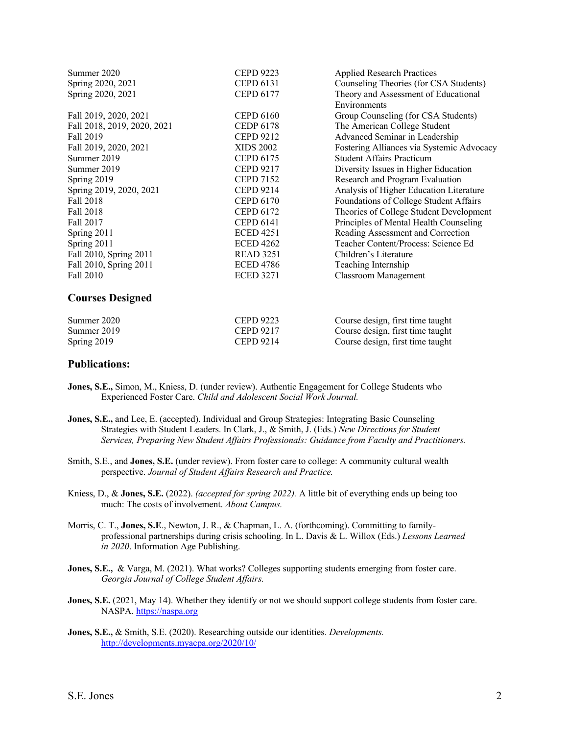| | | |
|---|---|---|
| Summer 2020 | CEPD 9223 | Applied Research Practices |
| Spring 2020, 2021 | CEPD 6131 | Counseling Theories (for CSA Students) |
| Spring 2020, 2021 | CEPD 6177 | Theory and Assessment of Educational Environments |
| Fall 2019, 2020, 2021 | CEPD 6160 | Group Counseling (for CSA Students) |
| Fall 2018, 2019, 2020, 2021 | CEDP 6178 | The American College Student |
| Fall 2019 | CEPD 9212 | Advanced Seminar in Leadership |
| Fall 2019, 2020, 2021 | XIDS 2002 | Fostering Alliances via Systemic Advocacy |
| Summer 2019 | CEPD 6175 | Student Affairs Practicum |
| Summer 2019 | CEPD 9217 | Diversity Issues in Higher Education |
| Spring 2019 | CEPD 7152 | Research and Program Evaluation |
| Spring 2019, 2020, 2021 | CEPD 9214 | Analysis of Higher Education Literature |
| Fall 2018 | CEPD 6170 | Foundations of College Student Affairs |
| Fall 2018 | CEPD 6172 | Theories of College Student Development |
| Fall 2017 | CEPD 6141 | Principles of Mental Health Counseling |
| Spring 2011 | ECED 4251 | Reading Assessment and Correction |
| Spring 2011 | ECED 4262 | Teacher Content/Process: Science Ed |
| Fall 2010, Spring 2011 | READ 3251 | Children's Literature |
| Fall 2010, Spring 2011 | ECED 4786 | Teaching Internship |
| Fall 2010 | ECED 3271 | Classroom Management |

### Courses Designed

| | | |
|---|---|---|
| Summer 2020 | CEPD 9223 | Course design, first time taught |
| Summer 2019 | CEPD 9217 | Course design, first time taught |
| Spring 2019 | CEPD 9214 | Course design, first time taught |

### Publications:

**Jones, S.E.,** Simon, M., Kniess, D. (under review). Authentic Engagement for College Students who Experienced Foster Care. *Child and Adolescent Social Work Journal.*

**Jones, S.E.,** and Lee, E. (accepted). Individual and Group Strategies: Integrating Basic Counseling Strategies with Student Leaders. In Clark, J., & Smith, J. (Eds.) *New Directions for Student Services, Preparing New Student Affairs Professionals: Guidance from Faculty and Practitioners.*

Smith, S.E., and **Jones, S.E.** (under review). From foster care to college: A community cultural wealth perspective. *Journal of Student Affairs Research and Practice.*

Kniess, D., & **Jones, S.E.** (2022). *(accepted for spring 2022).* A little bit of everything ends up being too much: The costs of involvement. *About Campus.*

Morris, C. T., **Jones, S.E**., Newton, J. R., & Chapman, L. A. (forthcoming). Committing to family-professional partnerships during crisis schooling. In L. Davis & L. Willox (Eds.) *Lessons Learned in 2020*. Information Age Publishing.

**Jones, S.E.,** & Varga, M. (2021). What works? Colleges supporting students emerging from foster care. *Georgia Journal of College Student Affairs.*

**Jones, S.E.** (2021, May 14). Whether they identify or not we should support college students from foster care. NASPA. https://naspa.org

**Jones, S.E.,** & Smith, S.E. (2020). Researching outside our identities. *Developments.* http://developments.myacpa.org/2020/10/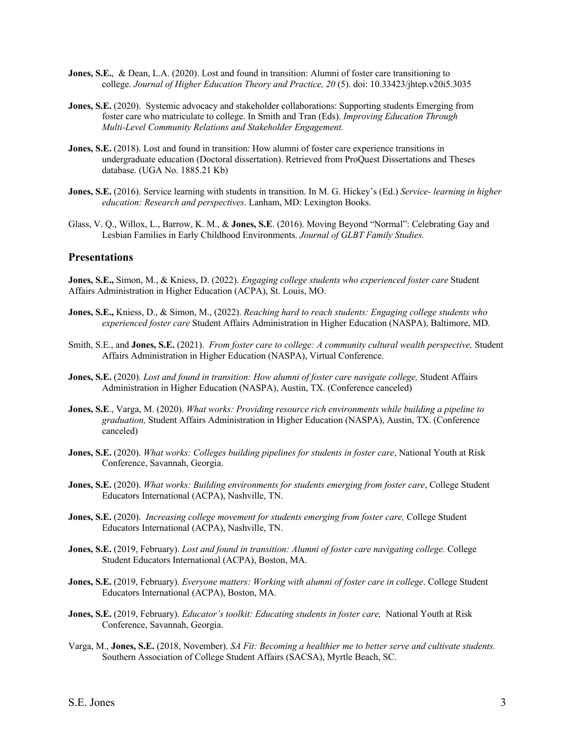**Jones, S.E.**, & Dean, L.A. (2020). Lost and found in transition: Alumni of foster care transitioning to college. *Journal of Higher Education Theory and Practice, 20* (5). doi: 10.33423/jhtep.v20i5.3035

**Jones, S.E.** (2020). Systemic advocacy and stakeholder collaborations: Supporting students Emerging from foster care who matriculate to college. In Smith and Tran (Eds). *Improving Education Through Multi-Level Community Relations and Stakeholder Engagement.*

**Jones, S.E.** (2018). Lost and found in transition: How alumni of foster care experience transitions in undergraduate education (Doctoral dissertation). Retrieved from ProQuest Dissertations and Theses database. (UGA No. 1885.21 Kb)

**Jones, S.E.** (2016). Service learning with students in transition. In M. G. Hickey's (Ed.) *Service- learning in higher education: Research and perspectives*. Lanham, MD: Lexington Books.

Glass, V. Q., Willox, L., Barrow, K. M., & **Jones, S.E**. (2016). Moving Beyond "Normal": Celebrating Gay and Lesbian Families in Early Childhood Environments. *Journal of GLBT Family Studies.*

## Presentations

**Jones, S.E.,** Simon, M., & Kniess, D. (2022). *Engaging college students who experienced foster care* Student Affairs Administration in Higher Education (ACPA), St. Louis, MO.

**Jones, S.E.,** Kniess, D., & Simon, M., (2022). *Reaching hard to reach students: Engaging college students who experienced foster care* Student Affairs Administration in Higher Education (NASPA), Baltimore, MD.

Smith, S.E., and **Jones, S.E.** (2021). *From foster care to college: A community cultural wealth perspective,* Student Affairs Administration in Higher Education (NASPA), Virtual Conference.

**Jones, S.E.** (2020). *Lost and found in transition: How alumni of foster care navigate college,* Student Affairs Administration in Higher Education (NASPA), Austin, TX. (Conference canceled)

**Jones, S.E**., Varga, M. (2020). *What works: Providing resource rich environments while building a pipeline to graduation,* Student Affairs Administration in Higher Education (NASPA), Austin, TX. (Conference canceled)

**Jones, S.E.** (2020). *What works: Colleges building pipelines for students in foster care*, National Youth at Risk Conference, Savannah, Georgia.

**Jones, S.E.** (2020). *What works: Building environments for students emerging from foster care*, College Student Educators International (ACPA), Nashville, TN.

**Jones, S.E.** (2020). *Increasing college movement for students emerging from foster care,* College Student Educators International (ACPA), Nashville, TN.

**Jones, S.E.** (2019, February). *Lost and found in transition: Alumni of foster care navigating college.* College Student Educators International (ACPA), Boston, MA.

**Jones, S.E.** (2019, February). *Everyone matters: Working with alumni of foster care in college*. College Student Educators International (ACPA), Boston, MA.

**Jones, S.E.** (2019, February). *Educator's toolkit: Educating students in foster care,* National Youth at Risk Conference, Savannah, Georgia.

Varga, M., **Jones, S.E.** (2018, November). *SA Fit: Becoming a healthier me to better serve and cultivate students.* Southern Association of College Student Affairs (SACSA), Myrtle Beach, SC.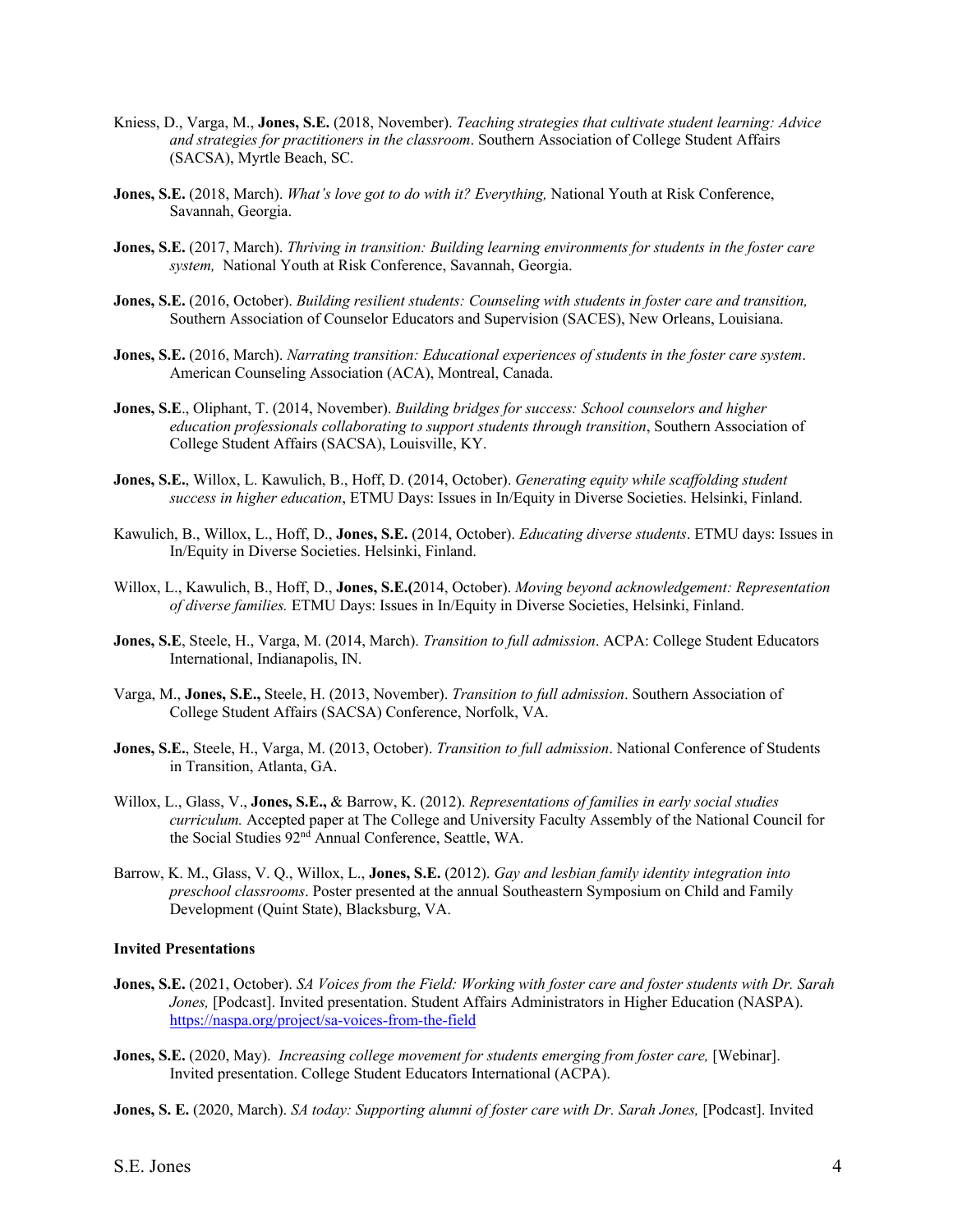Kniess, D., Varga, M., **Jones, S.E.** (2018, November). *Teaching strategies that cultivate student learning: Advice and strategies for practitioners in the classroom*. Southern Association of College Student Affairs (SACSA), Myrtle Beach, SC.

**Jones, S.E.** (2018, March). *What's love got to do with it? Everything,* National Youth at Risk Conference, Savannah, Georgia.

**Jones, S.E.** (2017, March). *Thriving in transition: Building learning environments for students in the foster care system,* National Youth at Risk Conference, Savannah, Georgia.

**Jones, S.E.** (2016, October). *Building resilient students: Counseling with students in foster care and transition,* Southern Association of Counselor Educators and Supervision (SACES), New Orleans, Louisiana.

**Jones, S.E.** (2016, March). *Narrating transition: Educational experiences of students in the foster care system*. American Counseling Association (ACA), Montreal, Canada.

**Jones, S.E**., Oliphant, T. (2014, November). *Building bridges for success: School counselors and higher education professionals collaborating to support students through transition*, Southern Association of College Student Affairs (SACSA), Louisville, KY.

**Jones, S.E.**, Willox, L. Kawulich, B., Hoff, D. (2014, October). *Generating equity while scaffolding student success in higher education*, ETMU Days: Issues in In/Equity in Diverse Societies. Helsinki, Finland.

Kawulich, B., Willox, L., Hoff, D., **Jones, S.E.** (2014, October). *Educating diverse students*. ETMU days: Issues in In/Equity in Diverse Societies. Helsinki, Finland.

Willox, L., Kawulich, B., Hoff, D., **Jones, S.E.(**2014, October). *Moving beyond acknowledgement: Representation of diverse families.* ETMU Days: Issues in In/Equity in Diverse Societies, Helsinki, Finland.

**Jones, S.E**, Steele, H., Varga, M. (2014, March). *Transition to full admission*. ACPA: College Student Educators International, Indianapolis, IN.

Varga, M., **Jones, S.E.,** Steele, H. (2013, November). *Transition to full admission*. Southern Association of College Student Affairs (SACSA) Conference, Norfolk, VA.

**Jones, S.E.**, Steele, H., Varga, M. (2013, October). *Transition to full admission*. National Conference of Students in Transition, Atlanta, GA.

Willox, L., Glass, V., **Jones, S.E.,** & Barrow, K. (2012). *Representations of families in early social studies curriculum.* Accepted paper at The College and University Faculty Assembly of the National Council for the Social Studies 92nd Annual Conference, Seattle, WA.

Barrow, K. M., Glass, V. Q., Willox, L., **Jones, S.E.** (2012). *Gay and lesbian family identity integration into preschool classrooms*. Poster presented at the annual Southeastern Symposium on Child and Family Development (Quint State), Blacksburg, VA.

**Invited Presentations**

**Jones, S.E.** (2021, October). *SA Voices from the Field: Working with foster care and foster students with Dr. Sarah Jones,* [Podcast]. Invited presentation. Student Affairs Administrators in Higher Education (NASPA). https://naspa.org/project/sa-voices-from-the-field

**Jones, S.E.** (2020, May). *Increasing college movement for students emerging from foster care,* [Webinar]. Invited presentation. College Student Educators International (ACPA).

**Jones, S. E.** (2020, March). *SA today: Supporting alumni of foster care with Dr. Sarah Jones,* [Podcast]. Invited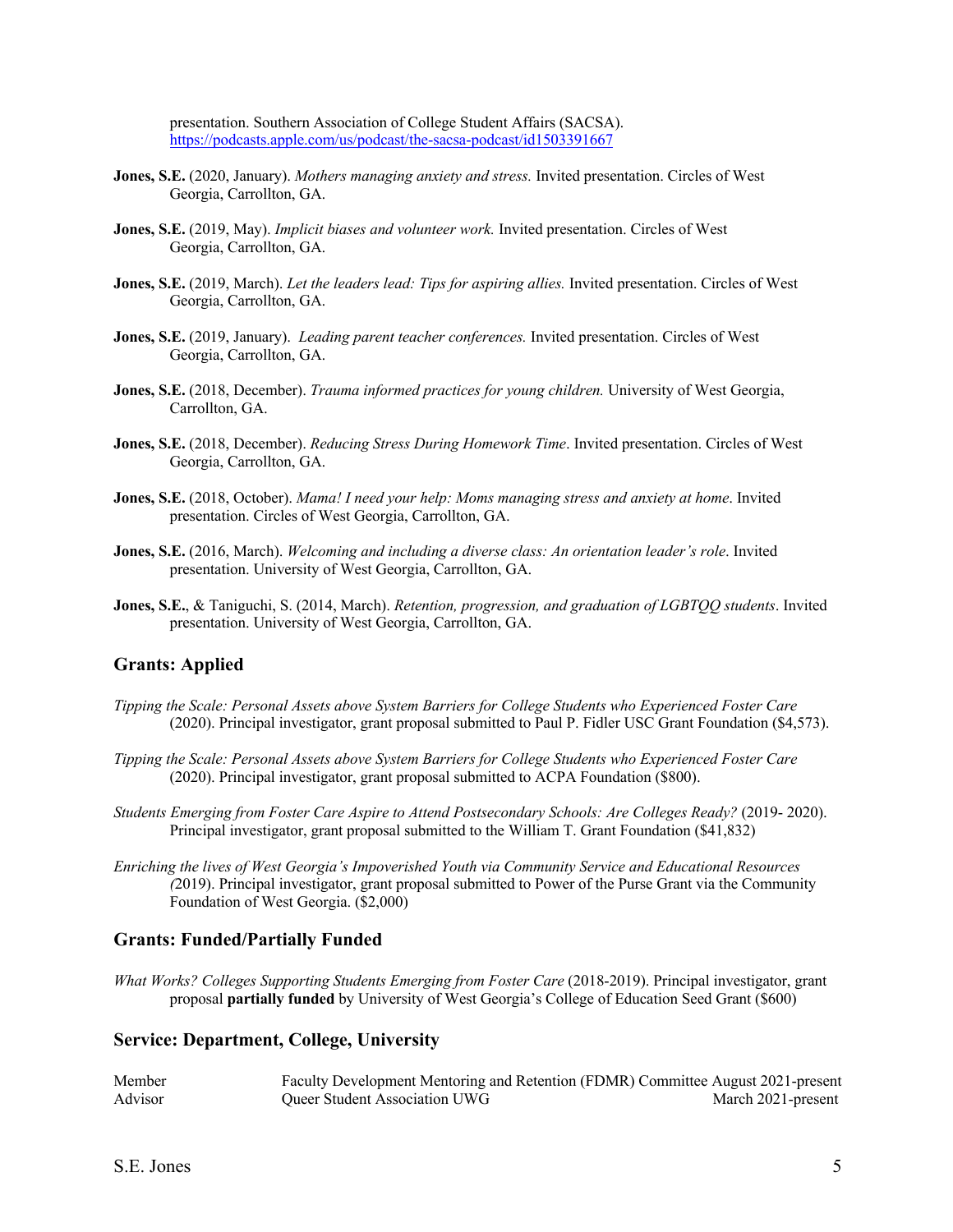presentation. Southern Association of College Student Affairs (SACSA). https://podcasts.apple.com/us/podcast/the-sacsa-podcast/id1503391667

**Jones, S.E.** (2020, January). *Mothers managing anxiety and stress.* Invited presentation. Circles of West Georgia, Carrollton, GA.

**Jones, S.E.** (2019, May). *Implicit biases and volunteer work.* Invited presentation. Circles of West Georgia, Carrollton, GA.

**Jones, S.E.** (2019, March). *Let the leaders lead: Tips for aspiring allies.* Invited presentation. Circles of West Georgia, Carrollton, GA.

**Jones, S.E.** (2019, January). *Leading parent teacher conferences.* Invited presentation. Circles of West Georgia, Carrollton, GA.

**Jones, S.E.** (2018, December). *Trauma informed practices for young children.* University of West Georgia, Carrollton, GA.

**Jones, S.E.** (2018, December). *Reducing Stress During Homework Time*. Invited presentation. Circles of West Georgia, Carrollton, GA.

**Jones, S.E.** (2018, October). *Mama! I need your help: Moms managing stress and anxiety at home*. Invited presentation. Circles of West Georgia, Carrollton, GA.

**Jones, S.E.** (2016, March). *Welcoming and including a diverse class: An orientation leader's role*. Invited presentation. University of West Georgia, Carrollton, GA.

**Jones, S.E.**, & Taniguchi, S. (2014, March). *Retention, progression, and graduation of LGBTQQ students*. Invited presentation. University of West Georgia, Carrollton, GA.

## Grants: Applied

*Tipping the Scale: Personal Assets above System Barriers for College Students who Experienced Foster Care* (2020). Principal investigator, grant proposal submitted to Paul P. Fidler USC Grant Foundation ($4,573).

*Tipping the Scale: Personal Assets above System Barriers for College Students who Experienced Foster Care* (2020). Principal investigator, grant proposal submitted to ACPA Foundation ($800).

*Students Emerging from Foster Care Aspire to Attend Postsecondary Schools: Are Colleges Ready?* (2019- 2020). Principal investigator, grant proposal submitted to the William T. Grant Foundation ($41,832)

*Enriching the lives of West Georgia's Impoverished Youth via Community Service and Educational Resources (*2019). Principal investigator, grant proposal submitted to Power of the Purse Grant via the Community Foundation of West Georgia. ($2,000)

## Grants: Funded/Partially Funded

*What Works? Colleges Supporting Students Emerging from Foster Care* (2018-2019). Principal investigator, grant proposal **partially funded** by University of West Georgia's College of Education Seed Grant ($600)

## Service: Department, College, University

| | | |
|---|---|---|
| Member | Faculty Development Mentoring and Retention (FDMR) Committee | August 2021-present |
| Advisor | Queer Student Association UWG | March 2021-present |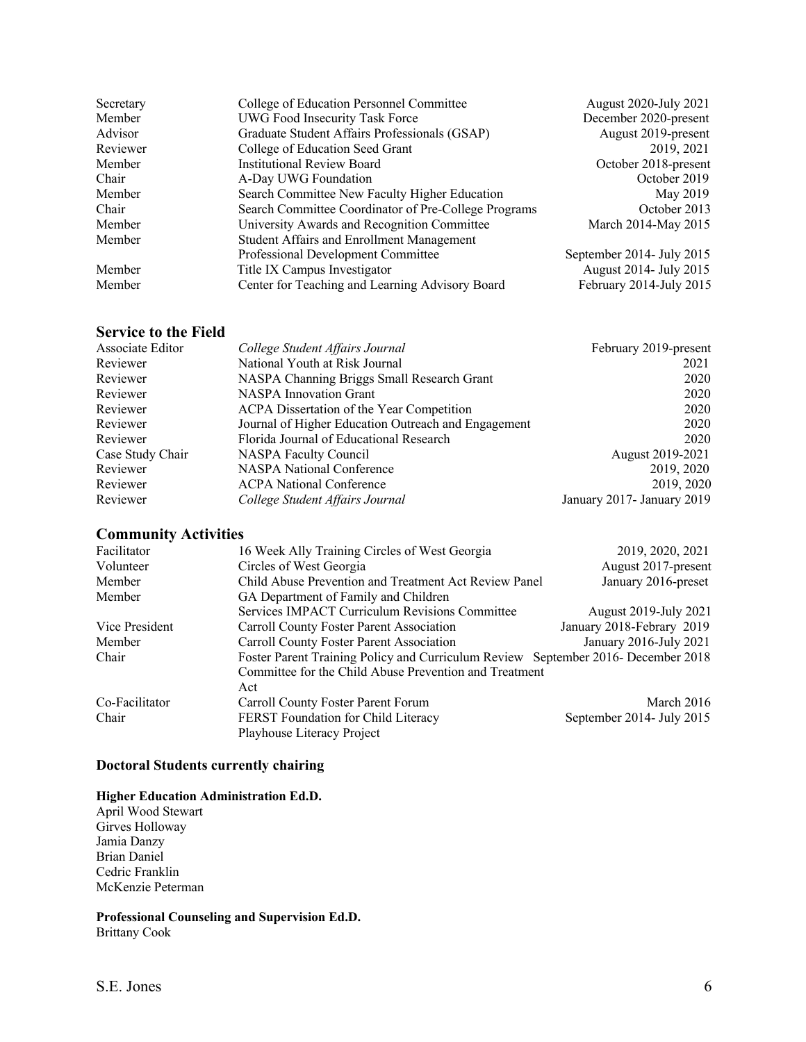| | | |
|---|---|---|
| Secretary | College of Education Personnel Committee | August 2020-July 2021 |
| Member | UWG Food Insecurity Task Force | December 2020-present |
| Advisor | Graduate Student Affairs Professionals (GSAP) | August 2019-present |
| Reviewer | College of Education Seed Grant | 2019, 2021 |
| Member | Institutional Review Board | October 2018-present |
| Chair | A-Day UWG Foundation | October 2019 |
| Member | Search Committee New Faculty Higher Education | May 2019 |
| Chair | Search Committee Coordinator of Pre-College Programs | October 2013 |
| Member | University Awards and Recognition Committee | March 2014-May 2015 |
| Member | Student Affairs and Enrollment Management Professional Development Committee | September 2014- July 2015 |
| Member | Title IX Campus Investigator | August 2014- July 2015 |
| Member | Center for Teaching and Learning Advisory Board | February 2014-July 2015 |

## Service to the Field

| | | |
|---|---|---|
| Associate Editor | *College Student Affairs Journal* | February 2019-present |
| Reviewer | National Youth at Risk Journal | 2021 |
| Reviewer | NASPA Channing Briggs Small Research Grant | 2020 |
| Reviewer | NASPA Innovation Grant | 2020 |
| Reviewer | ACPA Dissertation of the Year Competition | 2020 |
| Reviewer | Journal of Higher Education Outreach and Engagement | 2020 |
| Reviewer | Florida Journal of Educational Research | 2020 |
| Case Study Chair | NASPA Faculty Council | August 2019-2021 |
| Reviewer | NASPA National Conference | 2019, 2020 |
| Reviewer | ACPA National Conference | 2019, 2020 |
| Reviewer | *College Student Affairs Journal* | January 2017- January 2019 |

## Community Activities

| | | |
|---|---|---|
| Facilitator | 16 Week Ally Training Circles of West Georgia | 2019, 2020, 2021 |
| Volunteer | Circles of West Georgia | August 2017-present |
| Member | Child Abuse Prevention and Treatment Act Review Panel | January 2016-preset |
| Member | GA Department of Family and Children Services IMPACT Curriculum Revisions Committee | August 2019-July 2021 |
| Vice President | Carroll County Foster Parent Association | January 2018-Febrary 2019 |
| Member | Carroll County Foster Parent Association | January 2016-July 2021 |
| Chair | Foster Parent Training Policy and Curriculum Review Committee for the Child Abuse Prevention and Treatment Act | September 2016- December 2018 |
| Co-Facilitator | Carroll County Foster Parent Forum | March 2016 |
| Chair | FERST Foundation for Child Literacy Playhouse Literacy Project | September 2014- July 2015 |

### Doctoral Students currently chairing

**Higher Education Administration Ed.D.**

April Wood Stewart
Girves Holloway
Jamia Danzy
Brian Daniel
Cedric Franklin
McKenzie Peterman

**Professional Counseling and Supervision Ed.D.**

Brittany Cook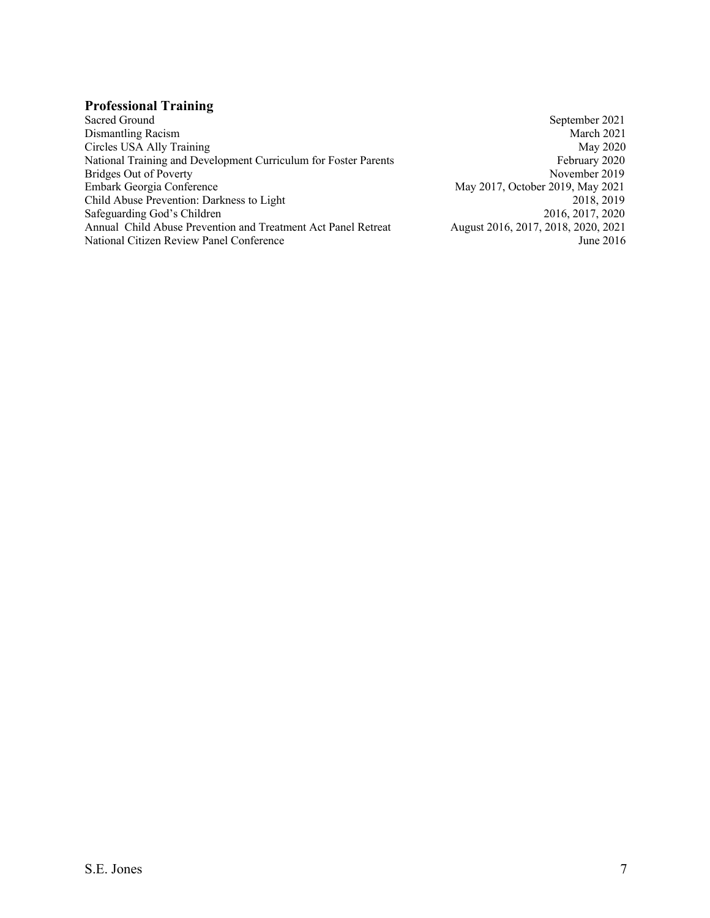## Professional Training

| | |
|---|---|
| Sacred Ground | September 2021 |
| Dismantling Racism | March 2021 |
| Circles USA Ally Training | May 2020 |
| National Training and Development Curriculum for Foster Parents | February 2020 |
| Bridges Out of Poverty | November 2019 |
| Embark Georgia Conference | May 2017, October 2019, May 2021 |
| Child Abuse Prevention: Darkness to Light | 2018, 2019 |
| Safeguarding God's Children | 2016, 2017, 2020 |
| Annual Child Abuse Prevention and Treatment Act Panel Retreat | August 2016, 2017, 2018, 2020, 2021 |
| National Citizen Review Panel Conference | June 2016 |